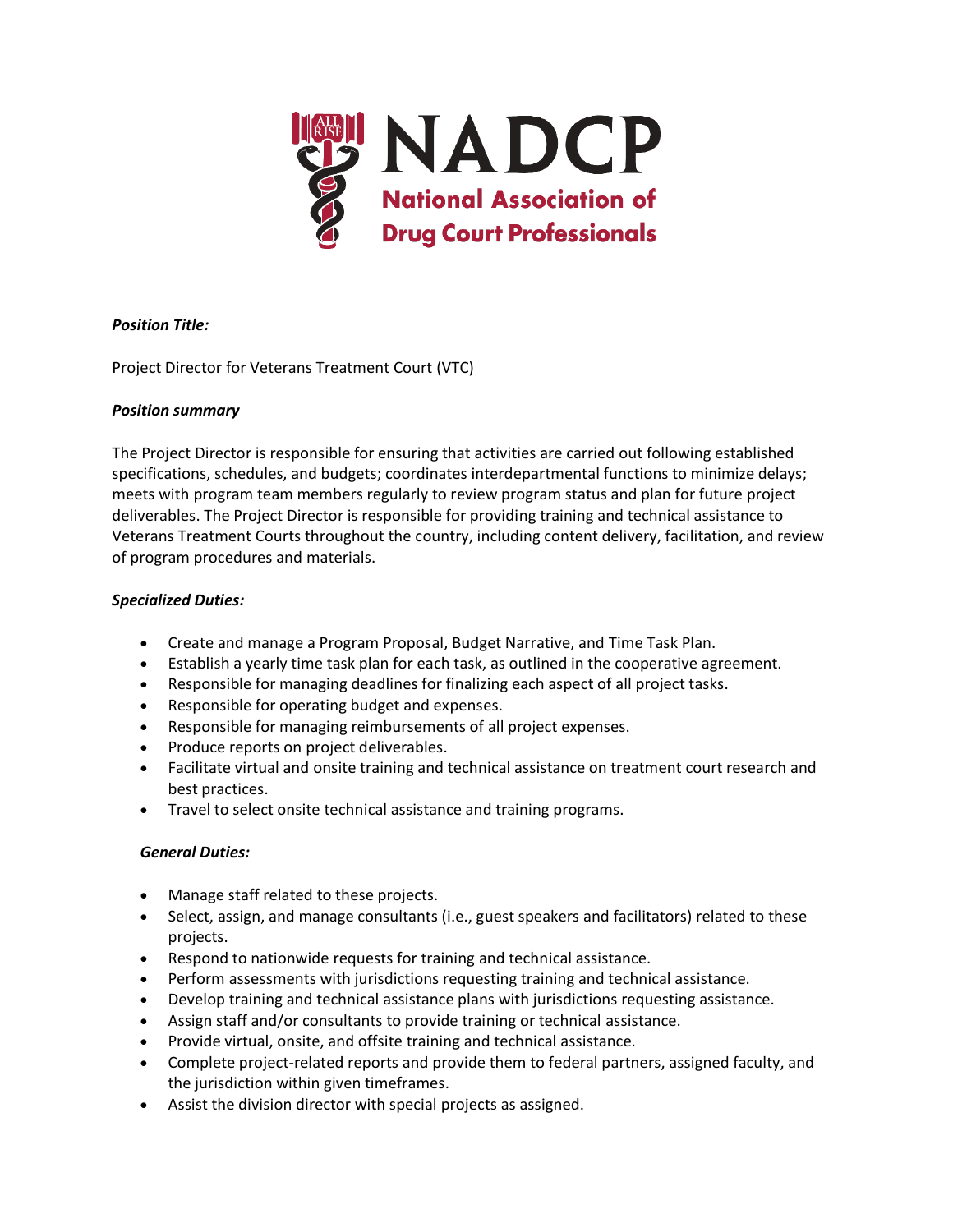NADCP

National Association of Drug Court Professionals

***Position Title:***

Project Director for Veterans Treatment Court (VTC)

***Position summary***

The Project Director is responsible for ensuring that activities are carried out following established specifications, schedules, and budgets; coordinates interdepartmental functions to minimize delays; meets with program team members regularly to review program status and plan for future project deliverables. The Project Director is responsible for providing training and technical assistance to Veterans Treatment Courts throughout the country, including content delivery, facilitation, and review of program procedures and materials.

***Specialized Duties:***

- Create and manage a Program Proposal, Budget Narrative, and Time Task Plan.
- Establish a yearly time task plan for each task, as outlined in the cooperative agreement.
- Responsible for managing deadlines for finalizing each aspect of all project tasks.
- Responsible for operating budget and expenses.
- Responsible for managing reimbursements of all project expenses.
- Produce reports on project deliverables.
- Facilitate virtual and onsite training and technical assistance on treatment court research and best practices.
- Travel to select onsite technical assistance and training programs.

***General Duties:***

- Manage staff related to these projects.
- Select, assign, and manage consultants (i.e., guest speakers and facilitators) related to these projects.
- Respond to nationwide requests for training and technical assistance.
- Perform assessments with jurisdictions requesting training and technical assistance.
- Develop training and technical assistance plans with jurisdictions requesting assistance.
- Assign staff and/or consultants to provide training or technical assistance.
- Provide virtual, onsite, and offsite training and technical assistance.
- Complete project-related reports and provide them to federal partners, assigned faculty, and the jurisdiction within given timeframes.
- Assist the division director with special projects as assigned.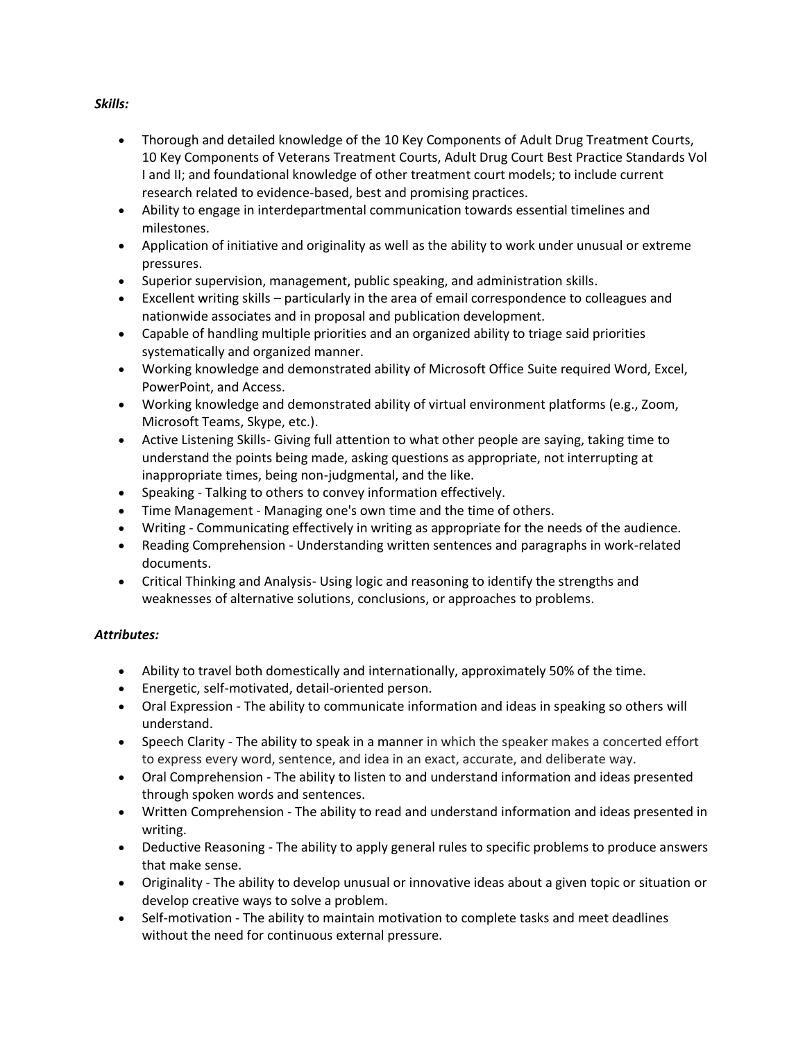***Skills:***

- Thorough and detailed knowledge of the 10 Key Components of Adult Drug Treatment Courts, 10 Key Components of Veterans Treatment Courts, Adult Drug Court Best Practice Standards Vol I and II; and foundational knowledge of other treatment court models; to include current research related to evidence-based, best and promising practices.
- Ability to engage in interdepartmental communication towards essential timelines and milestones.
- Application of initiative and originality as well as the ability to work under unusual or extreme pressures.
- Superior supervision, management, public speaking, and administration skills.
- Excellent writing skills – particularly in the area of email correspondence to colleagues and nationwide associates and in proposal and publication development.
- Capable of handling multiple priorities and an organized ability to triage said priorities systematically and organized manner.
- Working knowledge and demonstrated ability of Microsoft Office Suite required Word, Excel, PowerPoint, and Access.
- Working knowledge and demonstrated ability of virtual environment platforms (e.g., Zoom, Microsoft Teams, Skype, etc.).
- Active Listening Skills- Giving full attention to what other people are saying, taking time to understand the points being made, asking questions as appropriate, not interrupting at inappropriate times, being non-judgmental, and the like.
- Speaking - Talking to others to convey information effectively.
- Time Management - Managing one's own time and the time of others.
- Writing - Communicating effectively in writing as appropriate for the needs of the audience.
- Reading Comprehension - Understanding written sentences and paragraphs in work-related documents.
- Critical Thinking and Analysis- Using logic and reasoning to identify the strengths and weaknesses of alternative solutions, conclusions, or approaches to problems.

***Attributes:***

- Ability to travel both domestically and internationally, approximately 50% of the time.
- Energetic, self-motivated, detail-oriented person.
- Oral Expression - The ability to communicate information and ideas in speaking so others will understand.
- Speech Clarity - The ability to speak in a manner in which the speaker makes a concerted effort to express every word, sentence, and idea in an exact, accurate, and deliberate way.
- Oral Comprehension - The ability to listen to and understand information and ideas presented through spoken words and sentences.
- Written Comprehension - The ability to read and understand information and ideas presented in writing.
- Deductive Reasoning - The ability to apply general rules to specific problems to produce answers that make sense.
- Originality - The ability to develop unusual or innovative ideas about a given topic or situation or develop creative ways to solve a problem.
- Self-motivation - The ability to maintain motivation to complete tasks and meet deadlines without the need for continuous external pressure.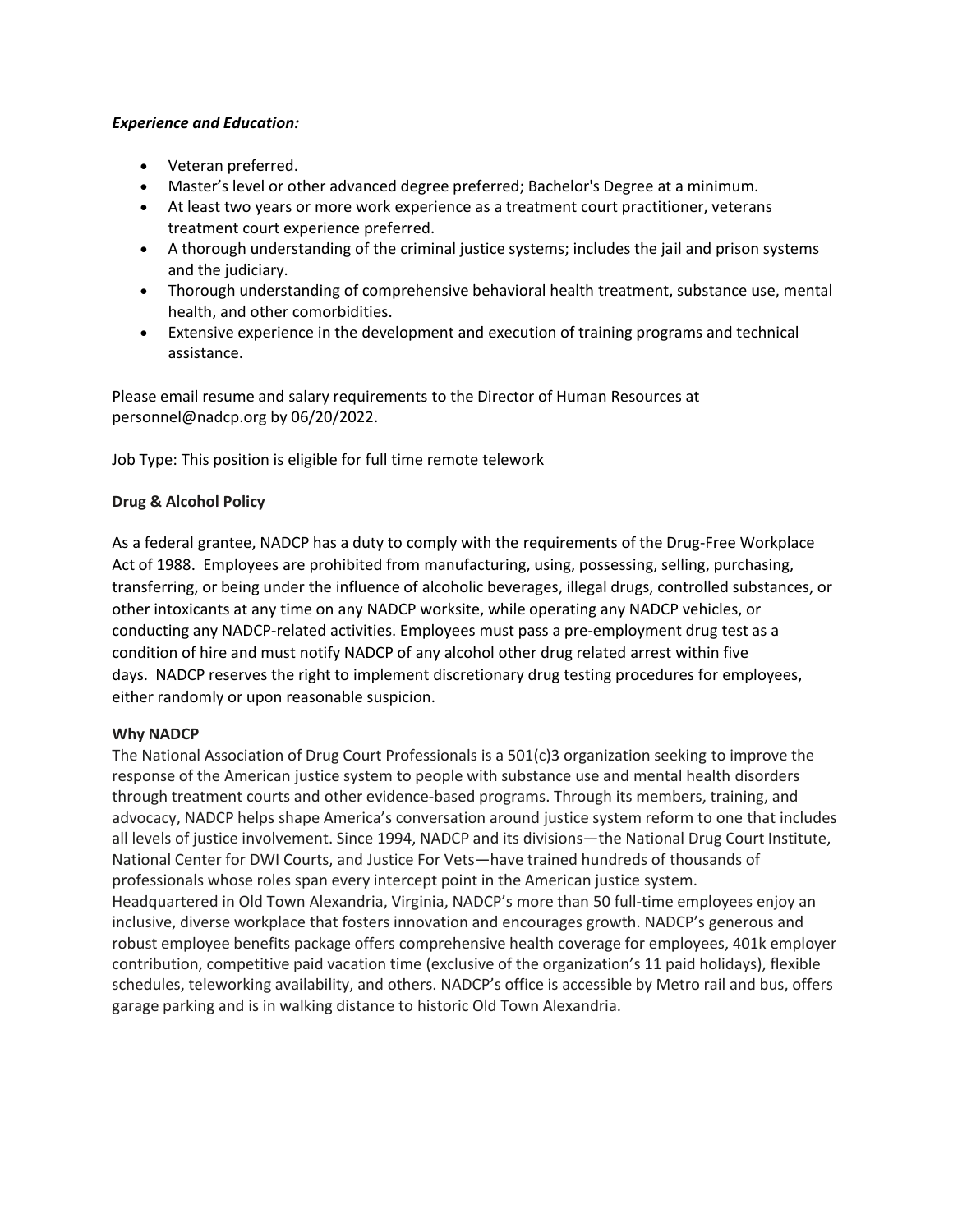***Experience and Education:***

- Veteran preferred.
- Master's level or other advanced degree preferred; Bachelor's Degree at a minimum.
- At least two years or more work experience as a treatment court practitioner, veterans treatment court experience preferred.
- A thorough understanding of the criminal justice systems; includes the jail and prison systems and the judiciary.
- Thorough understanding of comprehensive behavioral health treatment, substance use, mental health, and other comorbidities.
- Extensive experience in the development and execution of training programs and technical assistance.

Please email resume and salary requirements to the Director of Human Resources at personnel@nadcp.org by 06/20/2022.

Job Type: This position is eligible for full time remote telework

**Drug & Alcohol Policy**

As a federal grantee, NADCP has a duty to comply with the requirements of the Drug-Free Workplace Act of 1988. Employees are prohibited from manufacturing, using, possessing, selling, purchasing, transferring, or being under the influence of alcoholic beverages, illegal drugs, controlled substances, or other intoxicants at any time on any NADCP worksite, while operating any NADCP vehicles, or conducting any NADCP-related activities. Employees must pass a pre-employment drug test as a condition of hire and must notify NADCP of any alcohol other drug related arrest within five days. NADCP reserves the right to implement discretionary drug testing procedures for employees, either randomly or upon reasonable suspicion.

**Why NADCP**

The National Association of Drug Court Professionals is a 501(c)3 organization seeking to improve the response of the American justice system to people with substance use and mental health disorders through treatment courts and other evidence-based programs. Through its members, training, and advocacy, NADCP helps shape America's conversation around justice system reform to one that includes all levels of justice involvement. Since 1994, NADCP and its divisions—the National Drug Court Institute, National Center for DWI Courts, and Justice For Vets—have trained hundreds of thousands of professionals whose roles span every intercept point in the American justice system.
Headquartered in Old Town Alexandria, Virginia, NADCP's more than 50 full-time employees enjoy an inclusive, diverse workplace that fosters innovation and encourages growth. NADCP's generous and robust employee benefits package offers comprehensive health coverage for employees, 401k employer contribution, competitive paid vacation time (exclusive of the organization's 11 paid holidays), flexible schedules, teleworking availability, and others. NADCP's office is accessible by Metro rail and bus, offers garage parking and is in walking distance to historic Old Town Alexandria.